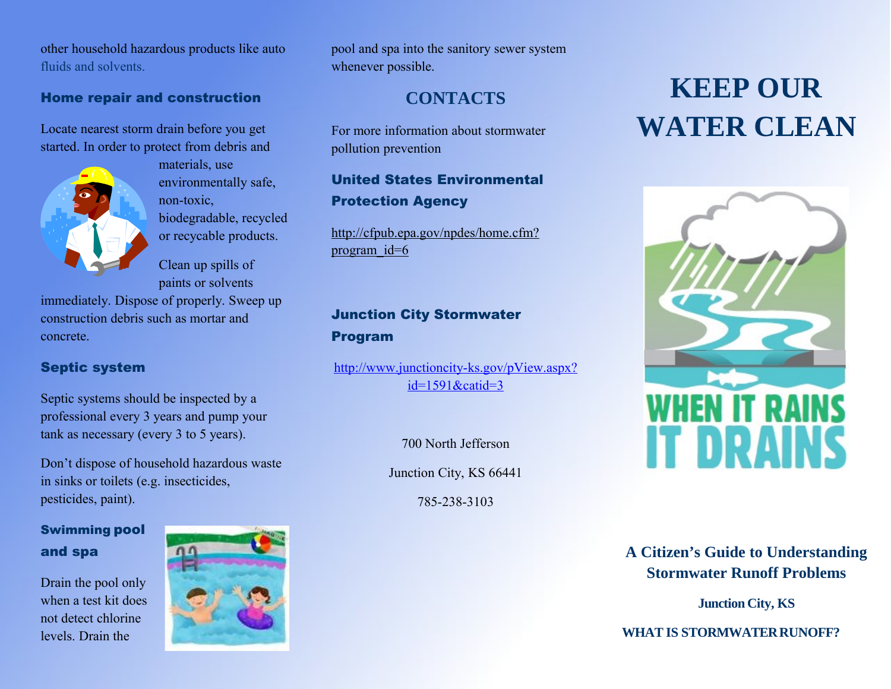other household hazardous products like auto fluids and solvents.

### Home repair and construction

Locate nearest storm drain before you get started. In order to protect from debris and materials, use environmentally safe, non-toxic, biodegradable, recycled or recyclable products.

Clean up spills of paints or solvents immediately. Dispose of properly. Sweep up construction debris such as mortar and concrete.

### Septic system

Septic systems should be inspected by a professional every 3 years and pump your tank as necessary (every 3 to 5 years).

Don't dispose of household hazardous waste in sinks or toilets (e.g. insecticides, pesticides, paint).

### Swimming pool and spa

Drain the pool only when a test kit does not detect chlorine levels. Drain the pool and spa into the sanitary sewer system whenever possible.

## CONTACTS

For more information about stormwater pollution prevention

### United States Environmental Protection Agency

http://cfpub.epa.gov/npdes/home.cfm?program_id=6

### Junction City Stormwater Program

http://www.junctioncity-ks.gov/pView.aspx?id=1591&catid=3

700 North Jefferson

Junction City, KS 66441

785-238-3103

# KEEP OUR WATER CLEAN

WHEN IT RAINS IT DRAINS

**A Citizen's Guide to Understanding Stormwater Runoff Problems**

**Junction City, KS**

**WHAT IS STORMWATER RUNOFF?**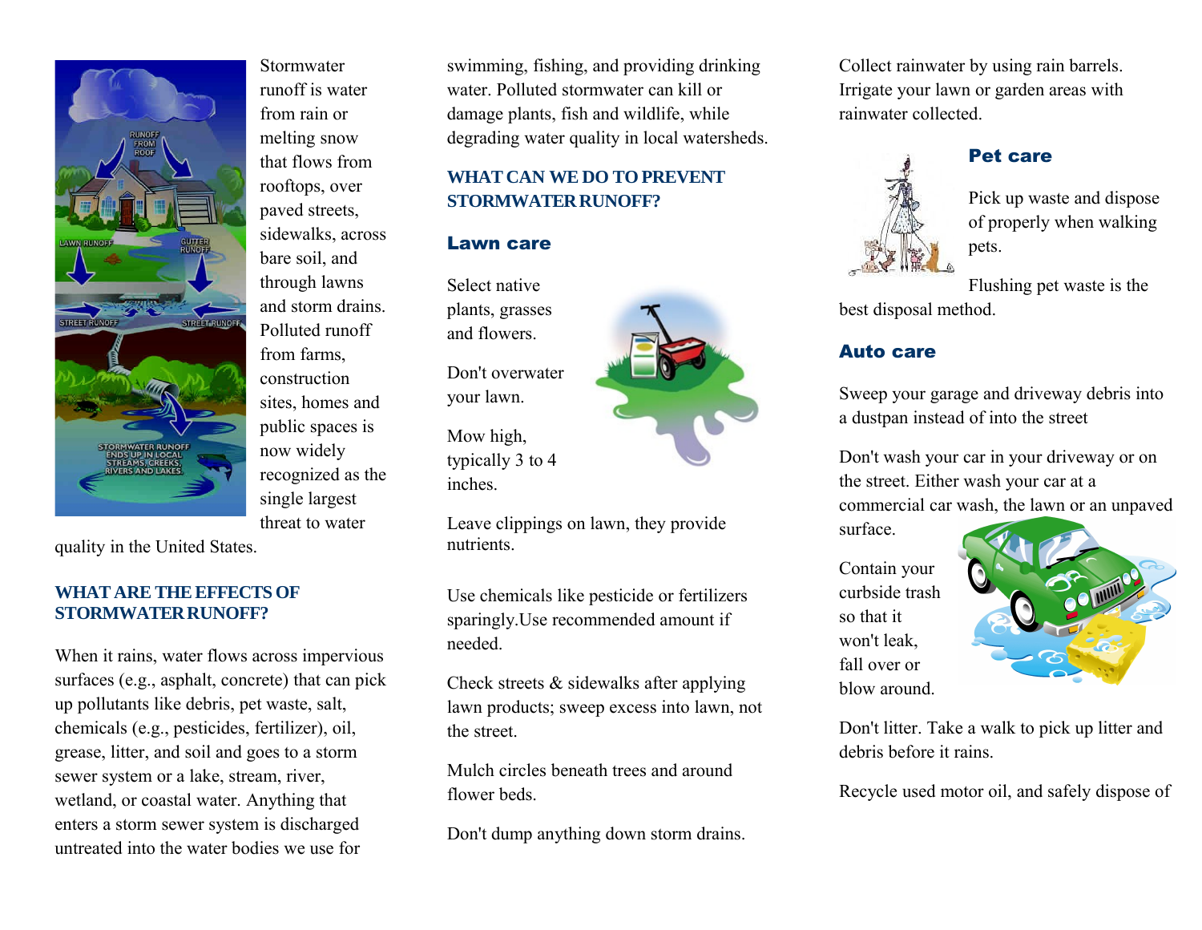Stormwater runoff is water from rain or melting snow that flows from rooftops, over paved streets, sidewalks, across bare soil, and through lawns and storm drains. Polluted runoff from farms, construction sites, homes and public spaces is now widely recognized as the single largest threat to water quality in the United States.

## WHAT ARE THE EFFECTS OF STORMWATER RUNOFF?

When it rains, water flows across impervious surfaces (e.g., asphalt, concrete) that can pick up pollutants like debris, pet waste, salt, chemicals (e.g., pesticides, fertilizer), oil, grease, litter, and soil and goes to a storm sewer system or a lake, stream, river, wetland, or coastal water. Anything that enters a storm sewer system is discharged untreated into the water bodies we use for swimming, fishing, and providing drinking water. Polluted stormwater can kill or damage plants, fish and wildlife, while degrading water quality in local watersheds.

## WHAT CAN WE DO TO PREVENT STORMWATER RUNOFF?

### Lawn care

Select native plants, grasses and flowers.

Don't overwater your lawn.

Mow high, typically 3 to 4 inches.

Leave clippings on lawn, they provide nutrients.

Use chemicals like pesticide or fertilizers sparingly.Use recommended amount if needed.

Check streets & sidewalks after applying lawn products; sweep excess into lawn, not the street.

Mulch circles beneath trees and around flower beds.

Don't dump anything down storm drains.

Collect rainwater by using rain barrels. Irrigate your lawn or garden areas with rainwater collected.

### Pet care

Pick up waste and dispose of properly when walking pets.

Flushing pet waste is the best disposal method.

### Auto care

Sweep your garage and driveway debris into a dustpan instead of into the street

Don't wash your car in your driveway or on the street. Either wash your car at a commercial car wash, the lawn or an unpaved surface.

Contain your curbside trash so that it won't leak, fall over or blow around.

Don't litter. Take a walk to pick up litter and debris before it rains.

Recycle used motor oil, and safely dispose of